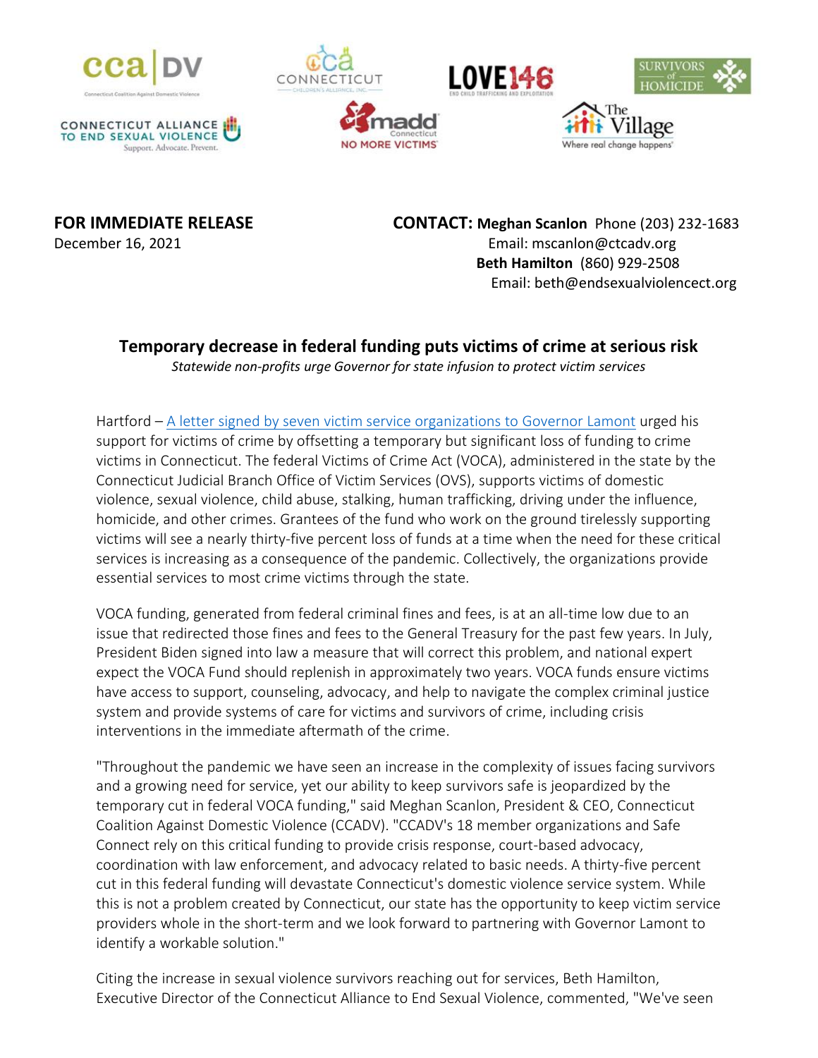**FOR IMMEDIATE RELEASE**
December 16, 2021

**CONTACT: Meghan Scanlon** Phone (203) 232-1683
Email: mscanlon@ctcadv.org
**Beth Hamilton** (860) 929-2508
Email: beth@endsexualviolencect.org

## Temporary decrease in federal funding puts victims of crime at serious risk

*Statewide non-profits urge Governor for state infusion to protect victim services*

Hartford – A letter signed by seven victim service organizations to Governor Lamont urged his support for victims of crime by offsetting a temporary but significant loss of funding to crime victims in Connecticut. The federal Victims of Crime Act (VOCA), administered in the state by the Connecticut Judicial Branch Office of Victim Services (OVS), supports victims of domestic violence, sexual violence, child abuse, stalking, human trafficking, driving under the influence, homicide, and other crimes. Grantees of the fund who work on the ground tirelessly supporting victims will see a nearly thirty-five percent loss of funds at a time when the need for these critical services is increasing as a consequence of the pandemic. Collectively, the organizations provide essential services to most crime victims through the state.

VOCA funding, generated from federal criminal fines and fees, is at an all-time low due to an issue that redirected those fines and fees to the General Treasury for the past few years. In July, President Biden signed into law a measure that will correct this problem, and national expert expect the VOCA Fund should replenish in approximately two years. VOCA funds ensure victims have access to support, counseling, advocacy, and help to navigate the complex criminal justice system and provide systems of care for victims and survivors of crime, including crisis interventions in the immediate aftermath of the crime.

"Throughout the pandemic we have seen an increase in the complexity of issues facing survivors and a growing need for service, yet our ability to keep survivors safe is jeopardized by the temporary cut in federal VOCA funding," said Meghan Scanlon, President & CEO, Connecticut Coalition Against Domestic Violence (CCADV). "CCADV's 18 member organizations and Safe Connect rely on this critical funding to provide crisis response, court-based advocacy, coordination with law enforcement, and advocacy related to basic needs. A thirty-five percent cut in this federal funding will devastate Connecticut's domestic violence service system. While this is not a problem created by Connecticut, our state has the opportunity to keep victim service providers whole in the short-term and we look forward to partnering with Governor Lamont to identify a workable solution."

Citing the increase in sexual violence survivors reaching out for services, Beth Hamilton, Executive Director of the Connecticut Alliance to End Sexual Violence, commented, "We've seen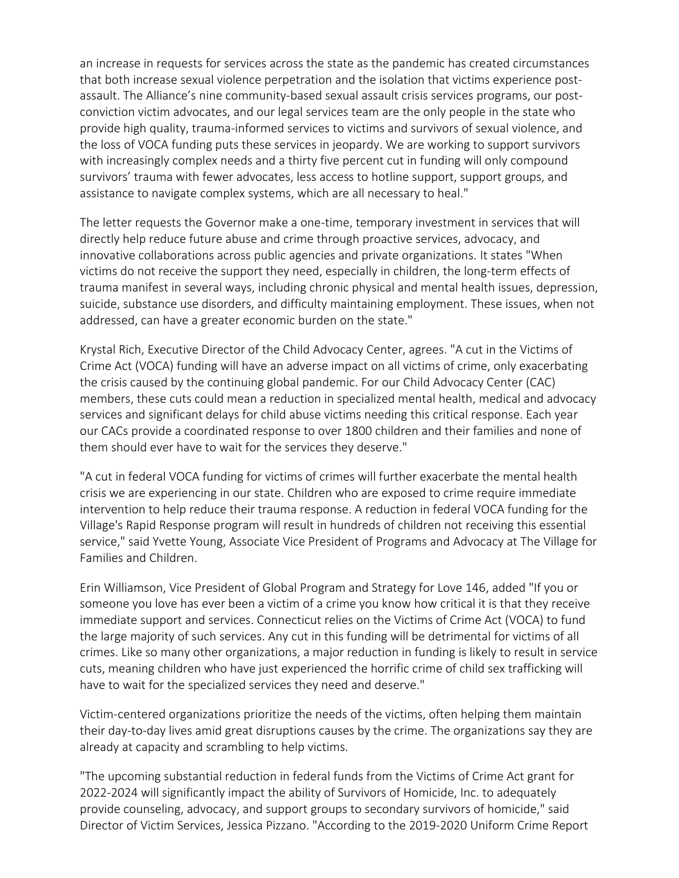an increase in requests for services across the state as the pandemic has created circumstances that both increase sexual violence perpetration and the isolation that victims experience post-assault. The Alliance's nine community-based sexual assault crisis services programs, our post-conviction victim advocates, and our legal services team are the only people in the state who provide high quality, trauma-informed services to victims and survivors of sexual violence, and the loss of VOCA funding puts these services in jeopardy. We are working to support survivors with increasingly complex needs and a thirty five percent cut in funding will only compound survivors' trauma with fewer advocates, less access to hotline support, support groups, and assistance to navigate complex systems, which are all necessary to heal."

The letter requests the Governor make a one-time, temporary investment in services that will directly help reduce future abuse and crime through proactive services, advocacy, and innovative collaborations across public agencies and private organizations. It states "When victims do not receive the support they need, especially in children, the long-term effects of trauma manifest in several ways, including chronic physical and mental health issues, depression, suicide, substance use disorders, and difficulty maintaining employment. These issues, when not addressed, can have a greater economic burden on the state."

Krystal Rich, Executive Director of the Child Advocacy Center, agrees. "A cut in the Victims of Crime Act (VOCA) funding will have an adverse impact on all victims of crime, only exacerbating the crisis caused by the continuing global pandemic. For our Child Advocacy Center (CAC) members, these cuts could mean a reduction in specialized mental health, medical and advocacy services and significant delays for child abuse victims needing this critical response. Each year our CACs provide a coordinated response to over 1800 children and their families and none of them should ever have to wait for the services they deserve."

"A cut in federal VOCA funding for victims of crimes will further exacerbate the mental health crisis we are experiencing in our state. Children who are exposed to crime require immediate intervention to help reduce their trauma response. A reduction in federal VOCA funding for the Village's Rapid Response program will result in hundreds of children not receiving this essential service," said Yvette Young, Associate Vice President of Programs and Advocacy at The Village for Families and Children.

Erin Williamson, Vice President of Global Program and Strategy for Love 146, added "If you or someone you love has ever been a victim of a crime you know how critical it is that they receive immediate support and services. Connecticut relies on the Victims of Crime Act (VOCA) to fund the large majority of such services. Any cut in this funding will be detrimental for victims of all crimes. Like so many other organizations, a major reduction in funding is likely to result in service cuts, meaning children who have just experienced the horrific crime of child sex trafficking will have to wait for the specialized services they need and deserve."

Victim-centered organizations prioritize the needs of the victims, often helping them maintain their day-to-day lives amid great disruptions causes by the crime. The organizations say they are already at capacity and scrambling to help victims.

"The upcoming substantial reduction in federal funds from the Victims of Crime Act grant for 2022-2024 will significantly impact the ability of Survivors of Homicide, Inc. to adequately provide counseling, advocacy, and support groups to secondary survivors of homicide," said Director of Victim Services, Jessica Pizzano. "According to the 2019-2020 Uniform Crime Report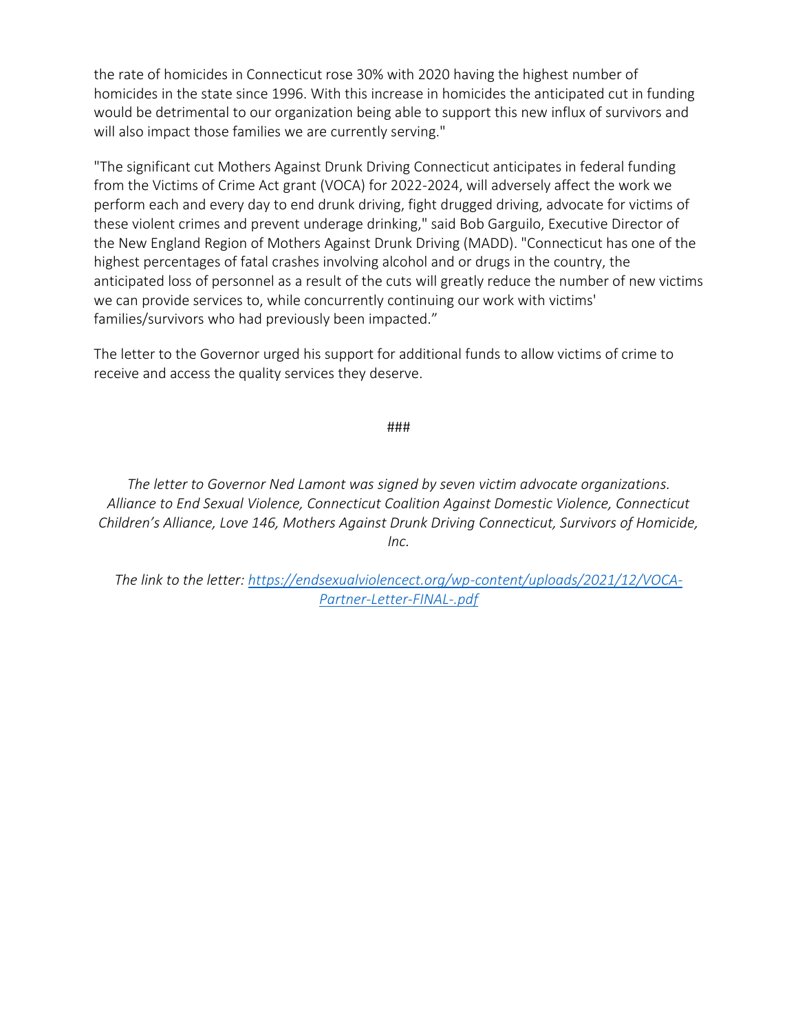the rate of homicides in Connecticut rose 30% with 2020 having the highest number of homicides in the state since 1996. With this increase in homicides the anticipated cut in funding would be detrimental to our organization being able to support this new influx of survivors and will also impact those families we are currently serving."

"The significant cut Mothers Against Drunk Driving Connecticut anticipates in federal funding from the Victims of Crime Act grant (VOCA) for 2022-2024, will adversely affect the work we perform each and every day to end drunk driving, fight drugged driving, advocate for victims of these violent crimes and prevent underage drinking," said Bob Garguilo, Executive Director of the New England Region of Mothers Against Drunk Driving (MADD). "Connecticut has one of the highest percentages of fatal crashes involving alcohol and or drugs in the country, the anticipated loss of personnel as a result of the cuts will greatly reduce the number of new victims we can provide services to, while concurrently continuing our work with victims' families/survivors who had previously been impacted."

The letter to the Governor urged his support for additional funds to allow victims of crime to receive and access the quality services they deserve.

###

*The letter to Governor Ned Lamont was signed by seven victim advocate organizations. Alliance to End Sexual Violence, Connecticut Coalition Against Domestic Violence, Connecticut Children's Alliance, Love 146, Mothers Against Drunk Driving Connecticut, Survivors of Homicide, Inc.*

*The link to the letter: [https://endsexualviolencect.org/wp-content/uploads/2021/12/VOCA-Partner-Letter-FINAL-.pdf](https://endsexualviolencect.org/wp-content/uploads/2021/12/VOCA-Partner-Letter-FINAL-.pdf)*